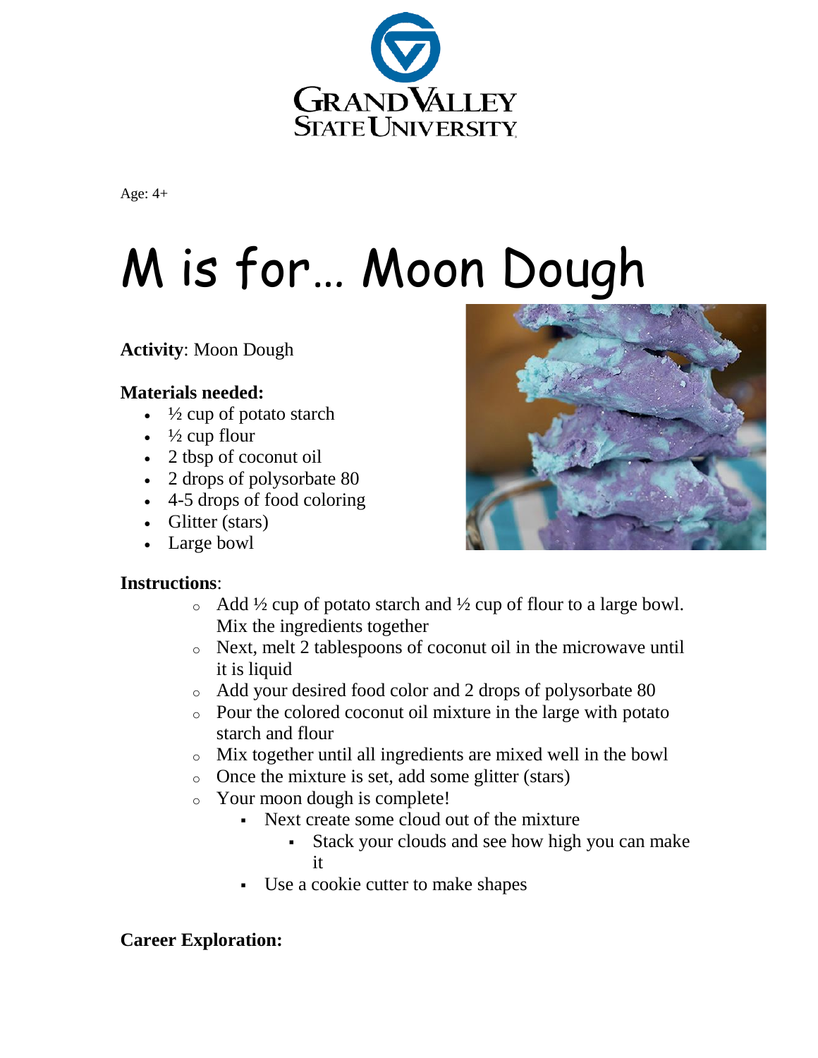Age: 4+

# M is for… Moon Dough

**Activity**: Moon Dough

**Materials needed:**

- ½ cup of potato starch
- ½ cup flour
- 2 tbsp of coconut oil
- 2 drops of polysorbate 80
- 4-5 drops of food coloring
- Glitter (stars)
- Large bowl

**Instructions**:

- Add ½ cup of potato starch and ½ cup of flour to a large bowl. Mix the ingredients together
- Next, melt 2 tablespoons of coconut oil in the microwave until it is liquid
- Add your desired food color and 2 drops of polysorbate 80
- Pour the colored coconut oil mixture in the large with potato starch and flour
- Mix together until all ingredients are mixed well in the bowl
- Once the mixture is set, add some glitter (stars)
- Your moon dough is complete!
  - Next create some cloud out of the mixture
    - Stack your clouds and see how high you can make it
  - Use a cookie cutter to make shapes

**Career Exploration:**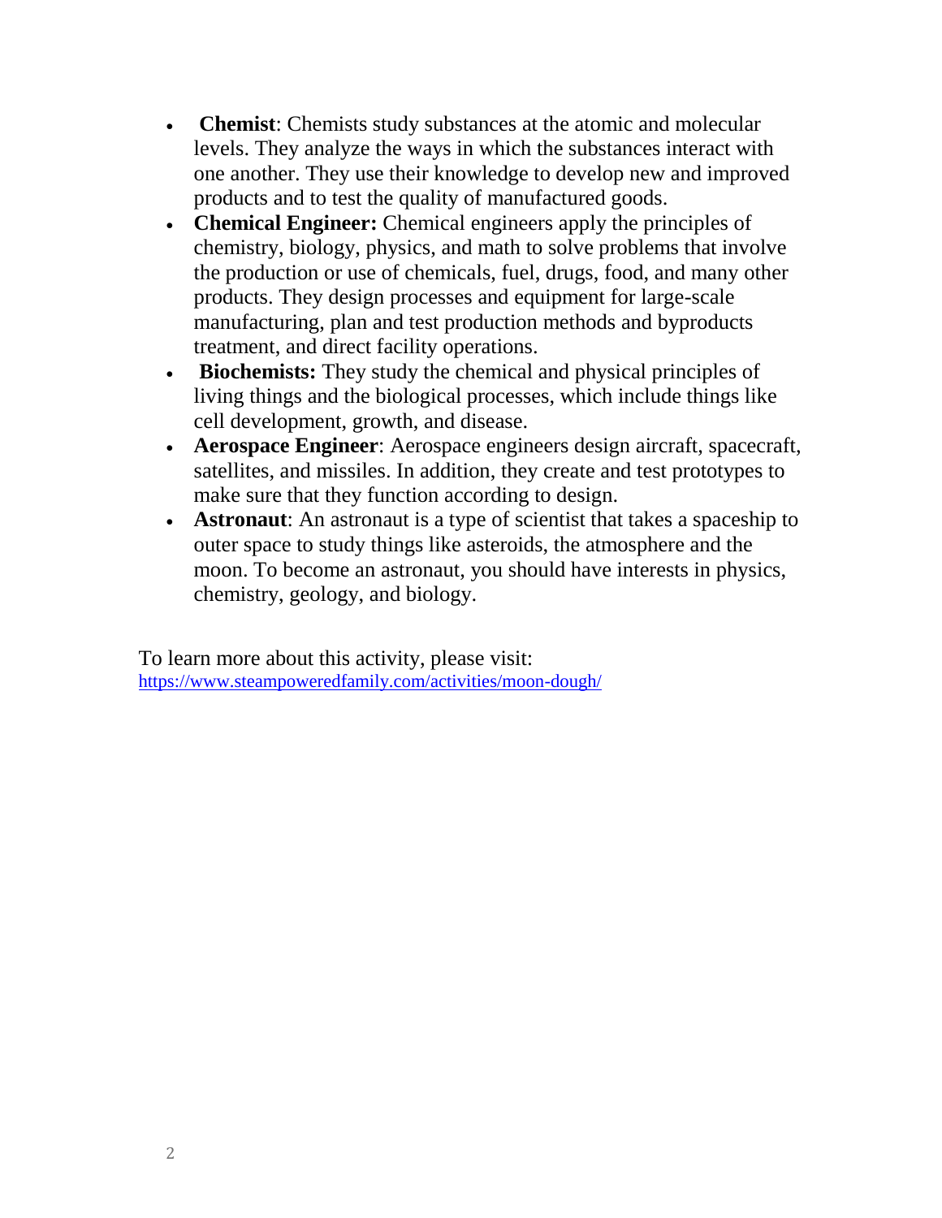- **Chemist**: Chemists study substances at the atomic and molecular levels. They analyze the ways in which the substances interact with one another. They use their knowledge to develop new and improved products and to test the quality of manufactured goods.
- **Chemical Engineer:** Chemical engineers apply the principles of chemistry, biology, physics, and math to solve problems that involve the production or use of chemicals, fuel, drugs, food, and many other products. They design processes and equipment for large-scale manufacturing, plan and test production methods and byproducts treatment, and direct facility operations.
- **Biochemists:** They study the chemical and physical principles of living things and the biological processes, which include things like cell development, growth, and disease.
- **Aerospace Engineer**: Aerospace engineers design aircraft, spacecraft, satellites, and missiles. In addition, they create and test prototypes to make sure that they function according to design.
- **Astronaut**: An astronaut is a type of scientist that takes a spaceship to outer space to study things like asteroids, the atmosphere and the moon. To become an astronaut, you should have interests in physics, chemistry, geology, and biology.

To learn more about this activity, please visit:
[https://www.steampoweredfamily.com/activities/moon-dough/](https://www.steampoweredfamily.com/activities/moon-dough/)